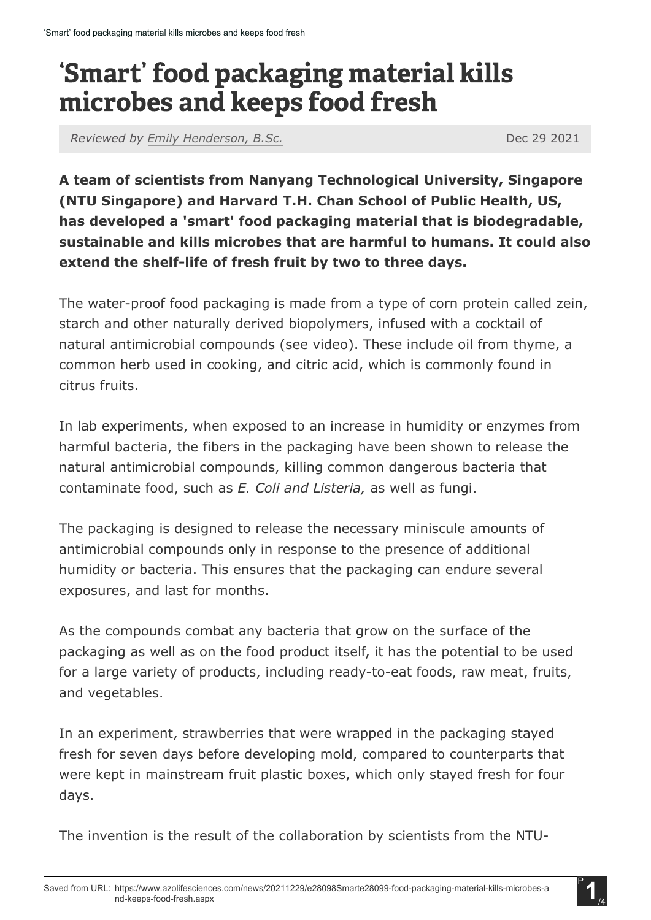# 'Smart' food packaging material kills microbes and keeps food fresh

*Reviewed by Emily Henderson, B.Sc.* Dec 29 2021

**A team of scientists from Nanyang Technological University, Singapore (NTU Singapore) and Harvard T.H. Chan School of Public Health, US, has developed a 'smart' food packaging material that is biodegradable, sustainable and kills microbes that are harmful to humans. It could also extend the shelf-life of fresh fruit by two to three days.**

The water-proof food packaging is made from a type of corn protein called zein, starch and other naturally derived biopolymers, infused with a cocktail of natural antimicrobial compounds (see video). These include oil from thyme, a common herb used in cooking, and citric acid, which is commonly found in citrus fruits.

In lab experiments, when exposed to an increase in humidity or enzymes from harmful bacteria, the fibers in the packaging have been shown to release the natural antimicrobial compounds, killing common dangerous bacteria that contaminate food, such as *E. Coli and Listeria,* as well as fungi.

The packaging is designed to release the necessary miniscule amounts of antimicrobial compounds only in response to the presence of additional humidity or bacteria. This ensures that the packaging can endure several exposures, and last for months.

As the compounds combat any bacteria that grow on the surface of the packaging as well as on the food product itself, it has the potential to be used for a large variety of products, including ready-to-eat foods, raw meat, fruits, and vegetables.

In an experiment, strawberries that were wrapped in the packaging stayed fresh for seven days before developing mold, compared to counterparts that were kept in mainstream fruit plastic boxes, which only stayed fresh for four days.

The invention is the result of the collaboration by scientists from the NTU-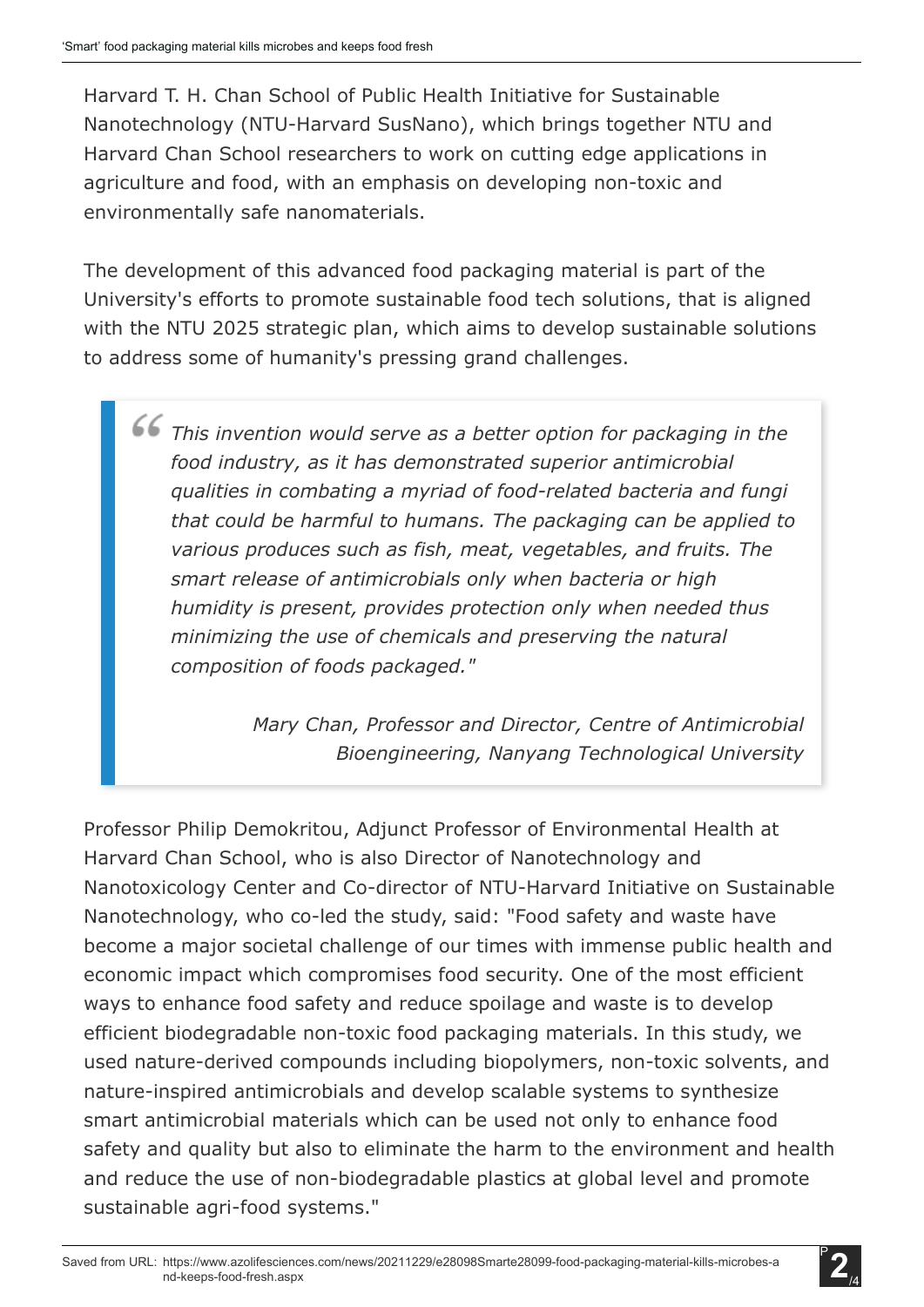Harvard T. H. Chan School of Public Health Initiative for Sustainable Nanotechnology (NTU-Harvard SusNano), which brings together NTU and Harvard Chan School researchers to work on cutting edge applications in agriculture and food, with an emphasis on developing non-toxic and environmentally safe nanomaterials.

The development of this advanced food packaging material is part of the University's efforts to promote sustainable food tech solutions, that is aligned with the NTU 2025 strategic plan, which aims to develop sustainable solutions to address some of humanity's pressing grand challenges.

> *This invention would serve as a better option for packaging in the food industry, as it has demonstrated superior antimicrobial qualities in combating a myriad of food-related bacteria and fungi that could be harmful to humans. The packaging can be applied to various produces such as fish, meat, vegetables, and fruits. The smart release of antimicrobials only when bacteria or high humidity is present, provides protection only when needed thus minimizing the use of chemicals and preserving the natural composition of foods packaged."*
>
> *Mary Chan, Professor and Director, Centre of Antimicrobial Bioengineering, Nanyang Technological University*

Professor Philip Demokritou, Adjunct Professor of Environmental Health at Harvard Chan School, who is also Director of Nanotechnology and Nanotoxicology Center and Co-director of NTU-Harvard Initiative on Sustainable Nanotechnology, who co-led the study, said: "Food safety and waste have become a major societal challenge of our times with immense public health and economic impact which compromises food security. One of the most efficient ways to enhance food safety and reduce spoilage and waste is to develop efficient biodegradable non-toxic food packaging materials. In this study, we used nature-derived compounds including biopolymers, non-toxic solvents, and nature-inspired antimicrobials and develop scalable systems to synthesize smart antimicrobial materials which can be used not only to enhance food safety and quality but also to eliminate the harm to the environment and health and reduce the use of non-biodegradable plastics at global level and promote sustainable agri-food systems."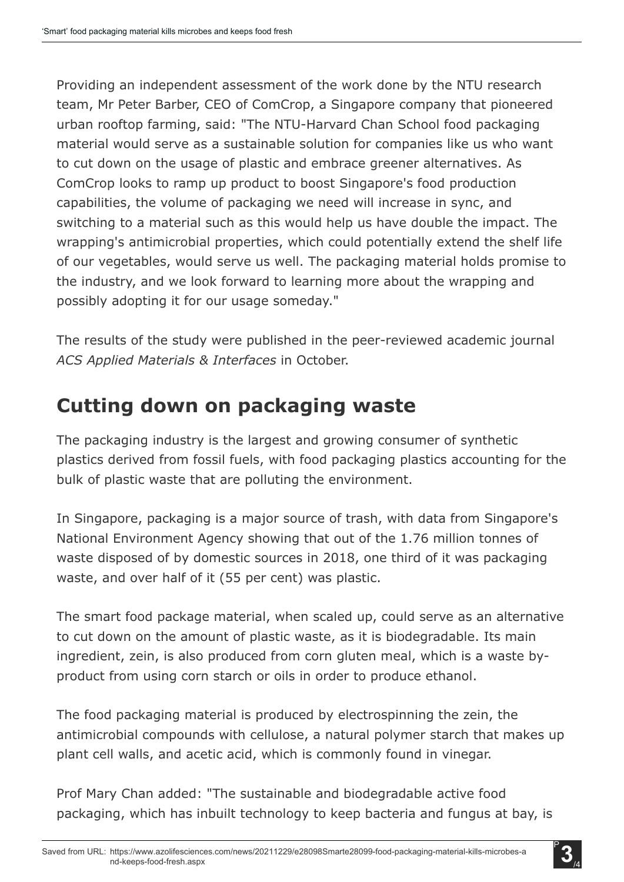Providing an independent assessment of the work done by the NTU research team, Mr Peter Barber, CEO of ComCrop, a Singapore company that pioneered urban rooftop farming, said: "The NTU-Harvard Chan School food packaging material would serve as a sustainable solution for companies like us who want to cut down on the usage of plastic and embrace greener alternatives. As ComCrop looks to ramp up product to boost Singapore's food production capabilities, the volume of packaging we need will increase in sync, and switching to a material such as this would help us have double the impact. The wrapping's antimicrobial properties, which could potentially extend the shelf life of our vegetables, would serve us well. The packaging material holds promise to the industry, and we look forward to learning more about the wrapping and possibly adopting it for our usage someday."

The results of the study were published in the peer-reviewed academic journal *ACS Applied Materials & Interfaces* in October.

## Cutting down on packaging waste

The packaging industry is the largest and growing consumer of synthetic plastics derived from fossil fuels, with food packaging plastics accounting for the bulk of plastic waste that are polluting the environment.

In Singapore, packaging is a major source of trash, with data from Singapore's National Environment Agency showing that out of the 1.76 million tonnes of waste disposed of by domestic sources in 2018, one third of it was packaging waste, and over half of it (55 per cent) was plastic.

The smart food package material, when scaled up, could serve as an alternative to cut down on the amount of plastic waste, as it is biodegradable. Its main ingredient, zein, is also produced from corn gluten meal, which is a waste by-product from using corn starch or oils in order to produce ethanol.

The food packaging material is produced by electrospinning the zein, the antimicrobial compounds with cellulose, a natural polymer starch that makes up plant cell walls, and acetic acid, which is commonly found in vinegar.

Prof Mary Chan added: "The sustainable and biodegradable active food packaging, which has inbuilt technology to keep bacteria and fungus at bay, is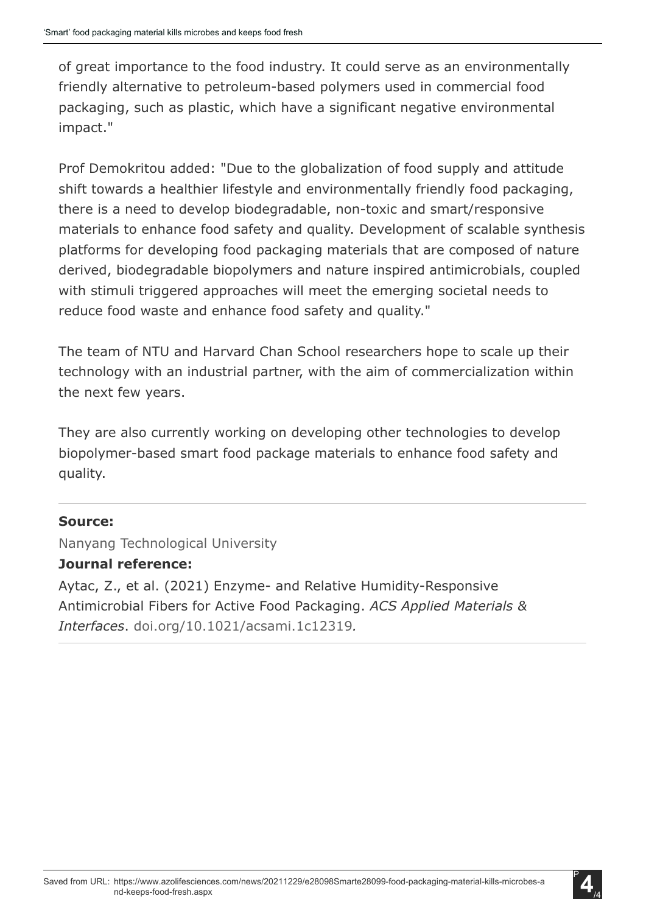of great importance to the food industry. It could serve as an environmentally friendly alternative to petroleum-based polymers used in commercial food packaging, such as plastic, which have a significant negative environmental impact."

Prof Demokritou added: "Due to the globalization of food supply and attitude shift towards a healthier lifestyle and environmentally friendly food packaging, there is a need to develop biodegradable, non-toxic and smart/responsive materials to enhance food safety and quality. Development of scalable synthesis platforms for developing food packaging materials that are composed of nature derived, biodegradable biopolymers and nature inspired antimicrobials, coupled with stimuli triggered approaches will meet the emerging societal needs to reduce food waste and enhance food safety and quality."

The team of NTU and Harvard Chan School researchers hope to scale up their technology with an industrial partner, with the aim of commercialization within the next few years.

They are also currently working on developing other technologies to develop biopolymer-based smart food package materials to enhance food safety and quality.

---

**Source:**

Nanyang Technological University

**Journal reference:**

Aytac, Z., et al. (2021) Enzyme- and Relative Humidity-Responsive Antimicrobial Fibers for Active Food Packaging. *ACS Applied Materials & Interfaces*. doi.org/10.1021/acsami.1c12319*.*

---